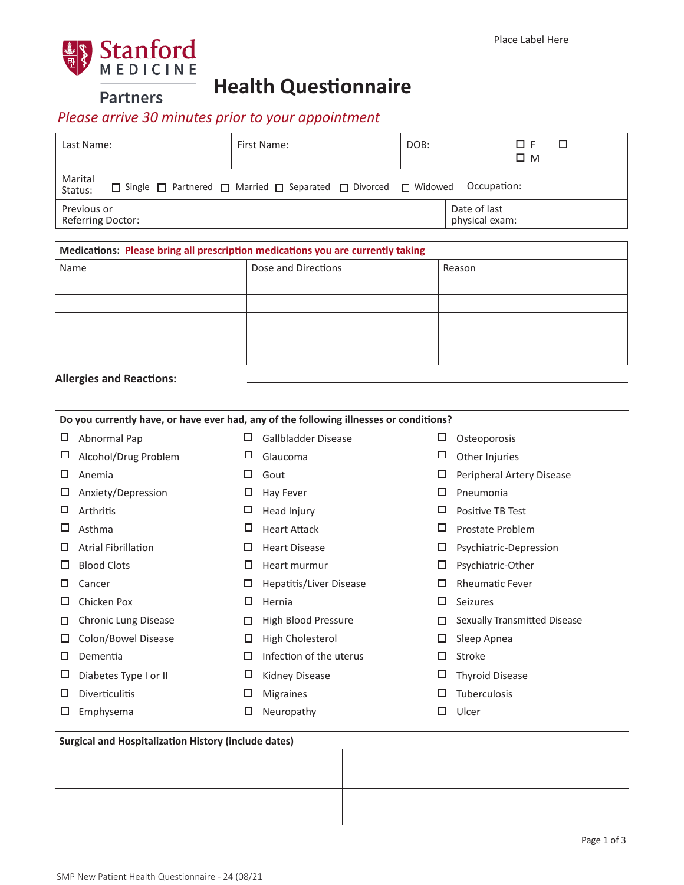Place Label Here

Stanford MEDICINE Partners

# Health Questionnaire

*Please arrive 30 minutes prior to your appointment*

| Last Name: | First Name: | DOB: | ☐ F ☐ M ☐ ________ |
|---|---|---|---|
| Marital Status: ☐ Single ☐ Partnered ☐ Married ☐ Separated ☐ Divorced ☐ Widowed | | | Occupation: |
| Previous or Referring Doctor: | | | Date of last physical exam: |

| **Medications:** **Please bring all prescription medications you are currently taking** | | |
|---|---|---|
| Name | Dose and Directions | Reason |
| | | |
| | | |
| | | |
| | | |
| | | |

**Allergies and Reactions:** ______________________________________________

______________________________________________

**Do you currently have, or have ever had, any of the following illnesses or conditions?**

| | | |
|---|---|---|
| ☐ Abnormal Pap | ☐ Gallbladder Disease | ☐ Osteoporosis |
| ☐ Alcohol/Drug Problem | ☐ Glaucoma | ☐ Other Injuries |
| ☐ Anemia | ☐ Gout | ☐ Peripheral Artery Disease |
| ☐ Anxiety/Depression | ☐ Hay Fever | ☐ Pneumonia |
| ☐ Arthritis | ☐ Head Injury | ☐ Positive TB Test |
| ☐ Asthma | ☐ Heart Attack | ☐ Prostate Problem |
| ☐ Atrial Fibrillation | ☐ Heart Disease | ☐ Psychiatric-Depression |
| ☐ Blood Clots | ☐ Heart murmur | ☐ Psychiatric-Other |
| ☐ Cancer | ☐ Hepatitis/Liver Disease | ☐ Rheumatic Fever |
| ☐ Chicken Pox | ☐ Hernia | ☐ Seizures |
| ☐ Chronic Lung Disease | ☐ High Blood Pressure | ☐ Sexually Transmitted Disease |
| ☐ Colon/Bowel Disease | ☐ High Cholesterol | ☐ Sleep Apnea |
| ☐ Dementia | ☐ Infection of the uterus | ☐ Stroke |
| ☐ Diabetes Type I or II | ☐ Kidney Disease | ☐ Thyroid Disease |
| ☐ Diverticulitis | ☐ Migraines | ☐ Tuberculosis |
| ☐ Emphysema | ☐ Neuropathy | ☐ Ulcer |

| **Surgical and Hospitalization History (include dates)** | |
|---|---|
| | |
| | |
| | |
| | |

SMP New Patient Health Questionnaire - 24 (08/21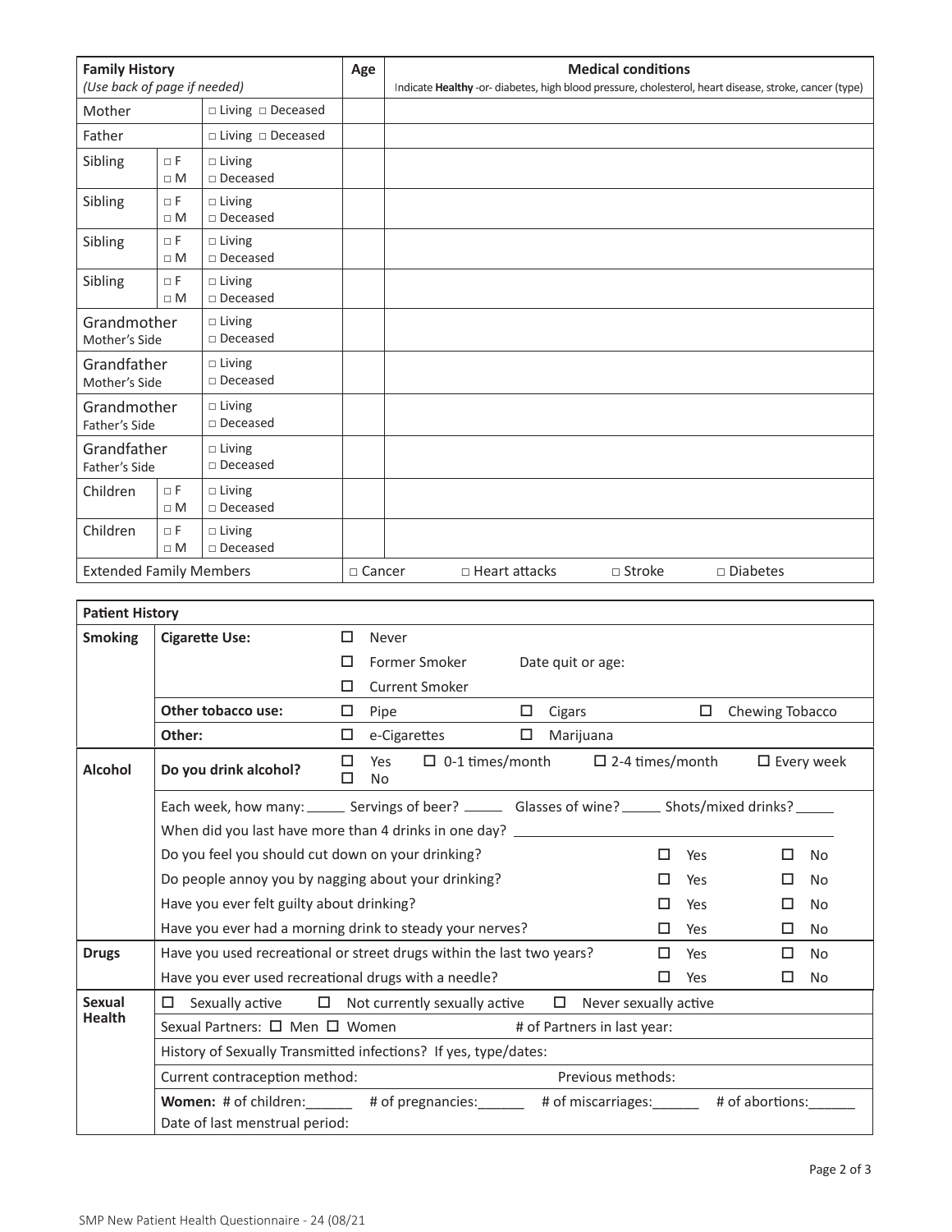| **Family History** *(Use back of page if needed)* | | | **Age** | **Medical conditions** Indicate **Healthy** -or- diabetes, high blood pressure, cholesterol, heart disease, stroke, cancer (type) |
|---|---|---|---|---|
| Mother | | □ Living □ Deceased | | |
| Father | | □ Living □ Deceased | | |
| Sibling | □ F □ M | □ Living □ Deceased | | |
| Sibling | □ F □ M | □ Living □ Deceased | | |
| Sibling | □ F □ M | □ Living □ Deceased | | |
| Sibling | □ F □ M | □ Living □ Deceased | | |
| Grandmother Mother's Side | | □ Living □ Deceased | | |
| Grandfather Mother's Side | | □ Living □ Deceased | | |
| Grandmother Father's Side | | □ Living □ Deceased | | |
| Grandfather Father's Side | | □ Living □ Deceased | | |
| Children | □ F □ M | □ Living □ Deceased | | |
| Children | □ F □ M | □ Living □ Deceased | | |
| Extended Family Members | | | □ Cancer | □ Heart attacks □ Stroke □ Diabetes |

| **Patient History** | | | | |
|---|---|---|---|---|
| **Smoking** | **Cigarette Use:** | ☐ Never | | |
| | | ☐ Former Smoker | Date quit or age: | |
| | | ☐ Current Smoker | | |
| | **Other tobacco use:** | ☐ Pipe | ☐ Cigars | ☐ Chewing Tobacco |
| | **Other:** | ☐ e-Cigarettes | ☐ Marijuana | |
| **Alcohol** | **Do you drink alcohol?** | ☐ Yes ☐ No | ☐ 0-1 times/month ☐ 2-4 times/month | ☐ Every week |
| | Each week, how many: _____ Servings of beer? _____ Glasses of wine? _____ Shots/mixed drinks? _____ | | | |
| | When did you last have more than 4 drinks in one day? ___________________ | | | |
| | Do you feel you should cut down on your drinking? | | ☐ Yes | ☐ No |
| | Do people annoy you by nagging about your drinking? | | ☐ Yes | ☐ No |
| | Have you ever felt guilty about drinking? | | ☐ Yes | ☐ No |
| | Have you ever had a morning drink to steady your nerves? | | ☐ Yes | ☐ No |
| **Drugs** | Have you used recreational or street drugs within the last two years? | | ☐ Yes | ☐ No |
| | Have you ever used recreational drugs with a needle? | | ☐ Yes | ☐ No |
| **Sexual Health** | ☐ Sexually active ☐ Not currently sexually active ☐ Never sexually active | | | |
| | Sexual Partners: ☐ Men ☐ Women | | # of Partners in last year: | |
| | History of Sexually Transmitted infections? If yes, type/dates: | | | |
| | Current contraception method: | | Previous methods: | |
| | **Women:** # of children:______ # of pregnancies:______ # of miscarriages:______ # of abortions:______ Date of last menstrual period: | | | |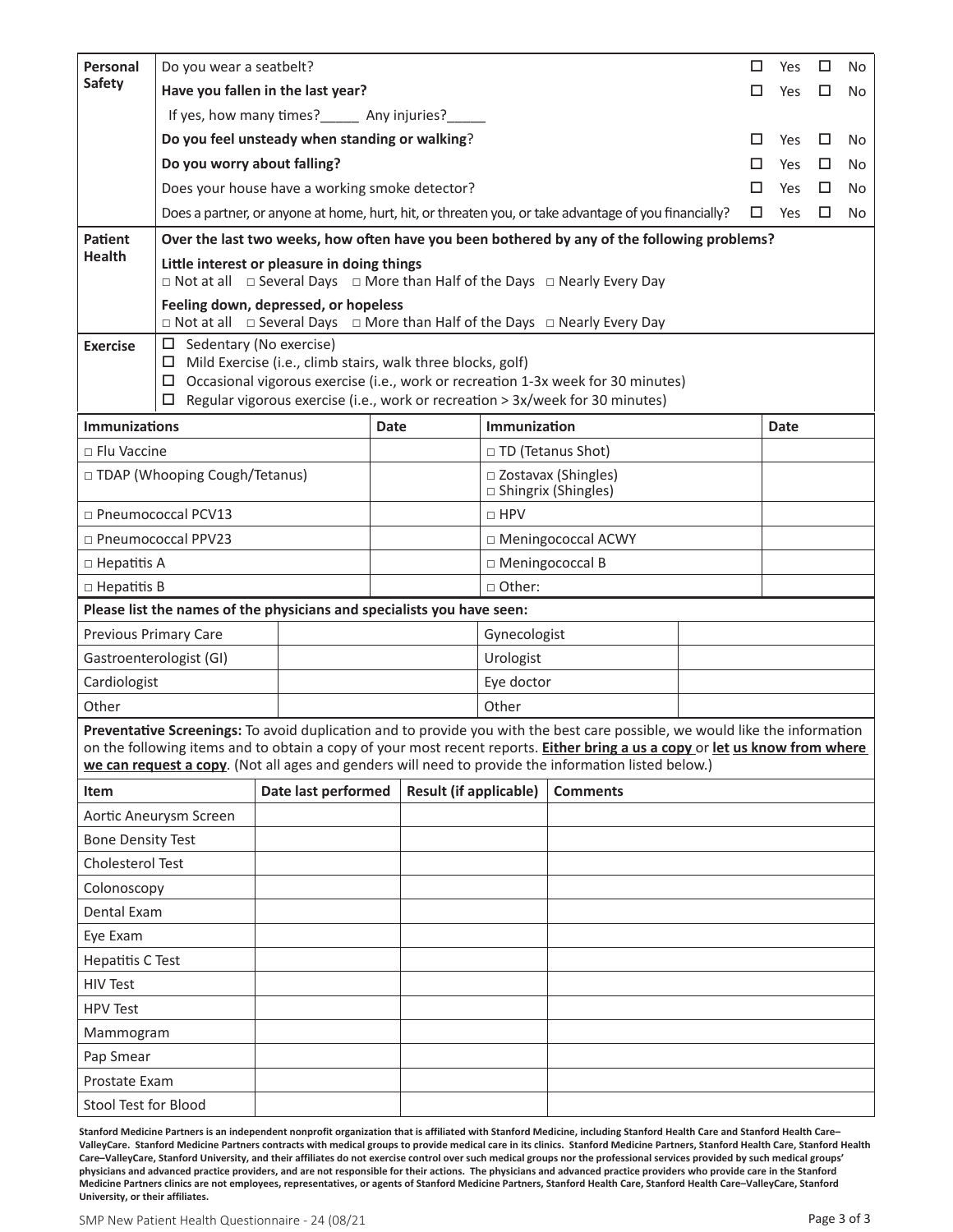| | | | |
|---|---|---|---|
| **Personal Safety** | Do you wear a seatbelt? | ☐ Yes | ☐ No |
| | **Have you fallen in the last year?** | ☐ Yes | ☐ No |
| | If yes, how many times?_____ Any injuries?_____ | | |
| | **Do you feel unsteady when standing or walking**? | ☐ Yes | ☐ No |
| | **Do you worry about falling?** | ☐ Yes | ☐ No |
| | Does your house have a working smoke detector? | ☐ Yes | ☐ No |
| | Does a partner, or anyone at home, hurt, hit, or threaten you, or take advantage of you financially? | ☐ Yes | ☐ No |
| **Patient Health** | **Over the last two weeks, how often have you been bothered by any of the following problems?** | | |
| | **Little interest or pleasure in doing things**<br>□ Not at all □ Several Days □ More than Half of the Days □ Nearly Every Day | | |
| | **Feeling down, depressed, or hopeless**<br>□ Not at all □ Several Days □ More than Half of the Days □ Nearly Every Day | | |
| **Exercise** | ☐ Sedentary (No exercise)<br>☐ Mild Exercise (i.e., climb stairs, walk three blocks, golf)<br>☐ Occasional vigorous exercise (i.e., work or recreation 1-3x week for 30 minutes)<br>☐ Regular vigorous exercise (i.e., work or recreation > 3x/week for 30 minutes) | | |

| **Immunizations** | **Date** | **Immunization** | **Date** |
|---|---|---|---|
| □ Flu Vaccine | | □ TD (Tetanus Shot) | |
| □ TDAP (Whooping Cough/Tetanus) | | □ Zostavax (Shingles)<br>□ Shingrix (Shingles) | |
| □ Pneumococcal PCV13 | | □ HPV | |
| □ Pneumococcal PPV23 | | □ Meningococcal ACWY | |
| □ Hepatitis A | | □ Meningococcal B | |
| □ Hepatitis B | | □ Other: | |

**Please list the names of the physicians and specialists you have seen:**

| | | | |
|---|---|---|---|
| Previous Primary Care | | Gynecologist | |
| Gastroenterologist (GI) | | Urologist | |
| Cardiologist | | Eye doctor | |
| Other | | Other | |

**Preventative Screenings:** To avoid duplication and to provide you with the best care possible, we would like the information on the following items and to obtain a copy of your most recent reports. **Either bring a us a copy** or **let us know from where we can request a copy**. (Not all ages and genders will need to provide the information listed below.)

| **Item** | **Date last performed** | **Result (if applicable)** | **Comments** |
|---|---|---|---|
| Aortic Aneurysm Screen | | | |
| Bone Density Test | | | |
| Cholesterol Test | | | |
| Colonoscopy | | | |
| Dental Exam | | | |
| Eye Exam | | | |
| Hepatitis C Test | | | |
| HIV Test | | | |
| HPV Test | | | |
| Mammogram | | | |
| Pap Smear | | | |
| Prostate Exam | | | |
| Stool Test for Blood | | | |

**Stanford Medicine Partners is an independent nonprofit organization that is affiliated with Stanford Medicine, including Stanford Health Care and Stanford Health Care–ValleyCare. Stanford Medicine Partners contracts with medical groups to provide medical care in its clinics. Stanford Medicine Partners, Stanford Health Care, Stanford Health Care–ValleyCare, Stanford University, and their affiliates do not exercise control over such medical groups nor the professional services provided by such medical groups' physicians and advanced practice providers, and are not responsible for their actions. The physicians and advanced practice providers who provide care in the Stanford Medicine Partners clinics are not employees, representatives, or agents of Stanford Medicine Partners, Stanford Health Care, Stanford Health Care–ValleyCare, Stanford University, or their affiliates.**

SMP New Patient Health Questionnaire - 24 (08/21